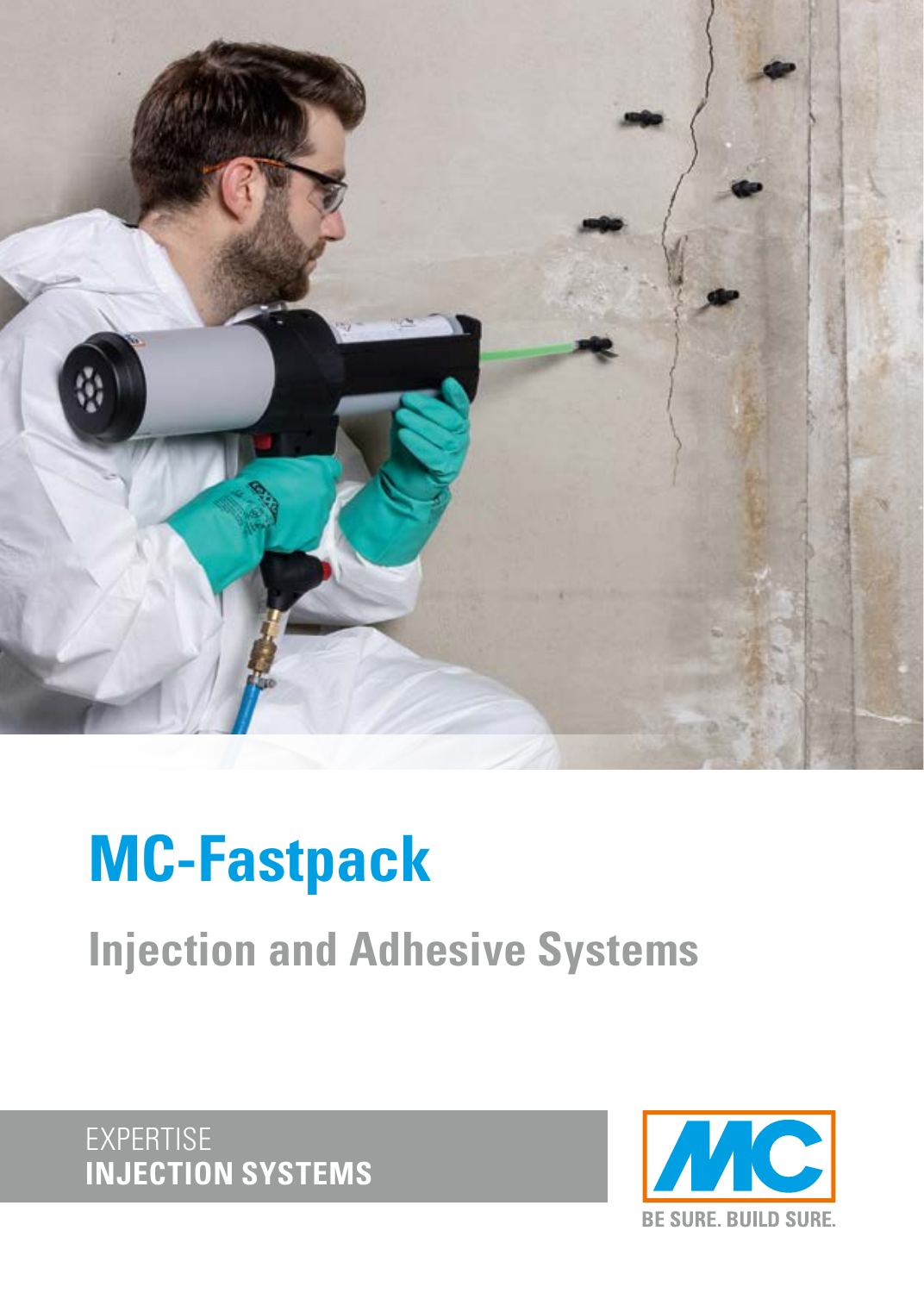# MC-Fastpack

## Injection and Adhesive Systems

EXPERTISE
**INJECTION SYSTEMS**

BE SURE. BUILD SURE.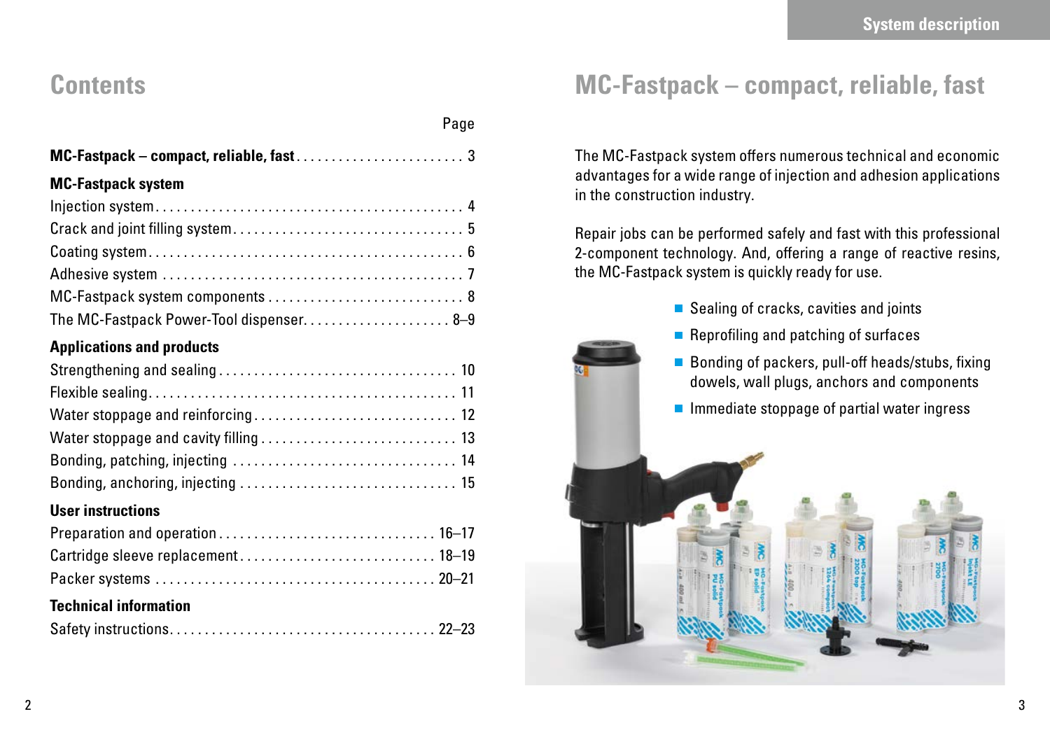# Contents

| | Page |
|---|---|
| **MC-Fastpack – compact, reliable, fast** | 3 |
| **MC-Fastpack system** | |
| Injection system | 4 |
| Crack and joint filling system | 5 |
| Coating system | 6 |
| Adhesive system | 7 |
| MC-Fastpack system components | 8 |
| The MC-Fastpack Power-Tool dispenser | 8–9 |
| **Applications and products** | |
| Strengthening and sealing | 10 |
| Flexible sealing | 11 |
| Water stoppage and reinforcing | 12 |
| Water stoppage and cavity filling | 13 |
| Bonding, patching, injecting | 14 |
| Bonding, anchoring, injecting | 15 |
| **User instructions** | |
| Preparation and operation | 16–17 |
| Cartridge sleeve replacement | 18–19 |
| Packer systems | 20–21 |
| **Technical information** | |
| Safety instructions | 22–23 |

# MC-Fastpack – compact, reliable, fast

The MC-Fastpack system offers numerous technical and economic advantages for a wide range of injection and adhesion applications in the construction industry.

Repair jobs can be performed safely and fast with this professional 2-component technology. And, offering a range of reactive resins, the MC-Fastpack system is quickly ready for use.

- Sealing of cracks, cavities and joints
- Reprofiling and patching of surfaces
- Bonding of packers, pull-off heads/stubs, fixing dowels, wall plugs, anchors and components
- Immediate stoppage of partial water ingress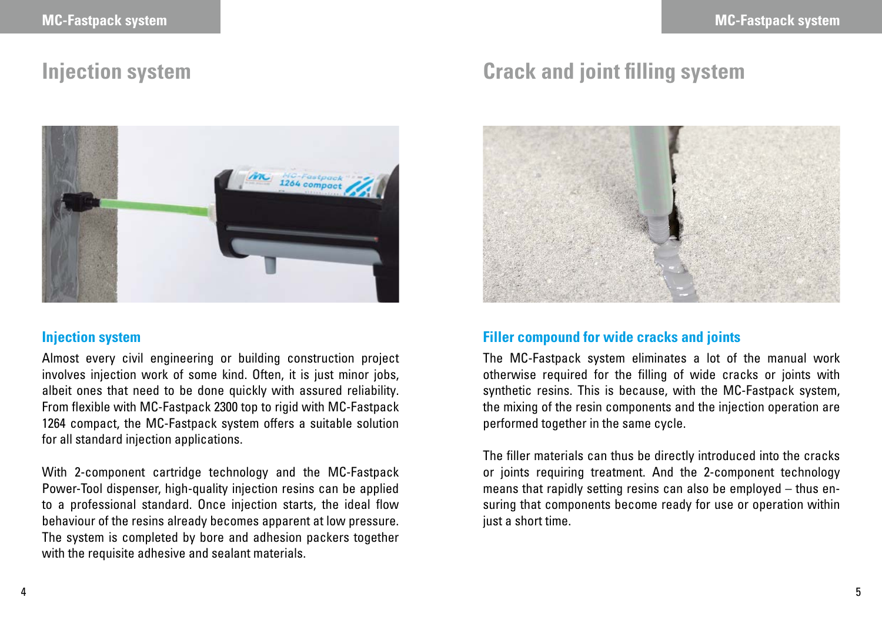## Injection system

### Injection system

Almost every civil engineering or building construction project involves injection work of some kind. Often, it is just minor jobs, albeit ones that need to be done quickly with assured reliability. From flexible with MC-Fastpack 2300 top to rigid with MC-Fastpack 1264 compact, the MC-Fastpack system offers a suitable solution for all standard injection applications.

With 2-component cartridge technology and the MC-Fastpack Power-Tool dispenser, high-quality injection resins can be applied to a professional standard. Once injection starts, the ideal flow behaviour of the resins already becomes apparent at low pressure. The system is completed by bore and adhesion packers together with the requisite adhesive and sealant materials.

## Crack and joint filling system

### Filler compound for wide cracks and joints

The MC-Fastpack system eliminates a lot of the manual work otherwise required for the filling of wide cracks or joints with synthetic resins. This is because, with the MC-Fastpack system, the mixing of the resin components and the injection operation are performed together in the same cycle.

The filler materials can thus be directly introduced into the cracks or joints requiring treatment. And the 2-component technology means that rapidly setting resins can also be employed – thus ensuring that components become ready for use or operation within just a short time.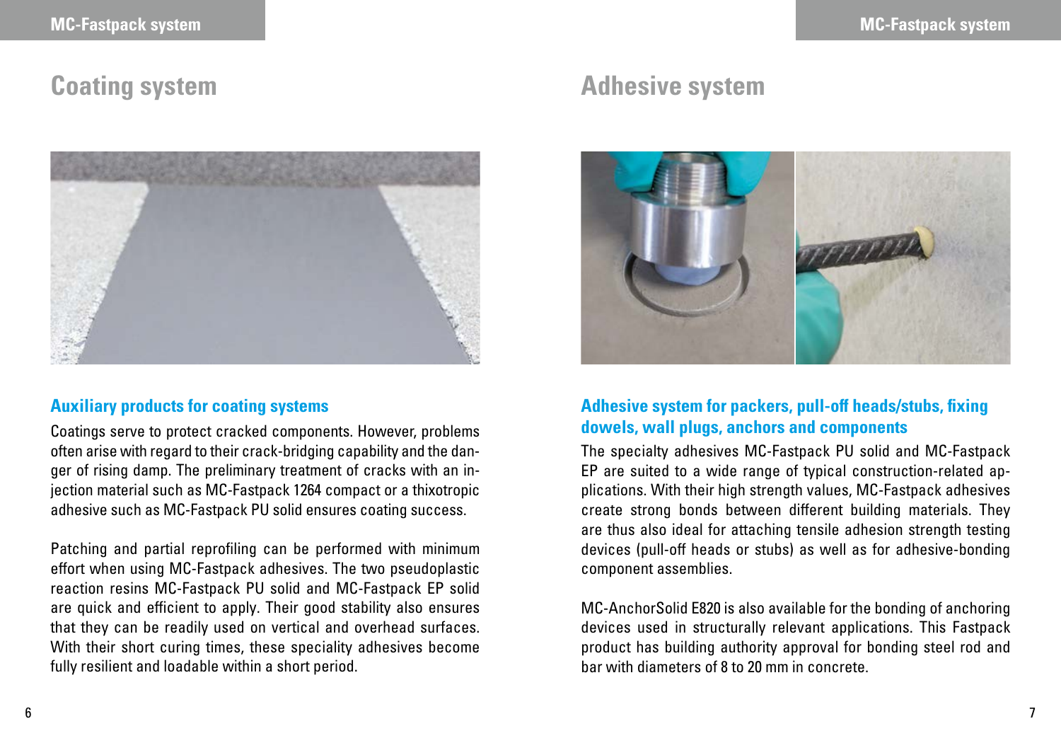## Coating system

### Auxiliary products for coating systems

Coatings serve to protect cracked components. However, problems often arise with regard to their crack-bridging capability and the danger of rising damp. The preliminary treatment of cracks with an injection material such as MC-Fastpack 1264 compact or a thixotropic adhesive such as MC-Fastpack PU solid ensures coating success.

Patching and partial reprofiling can be performed with minimum effort when using MC-Fastpack adhesives. The two pseudoplastic reaction resins MC-Fastpack PU solid and MC-Fastpack EP solid are quick and efficient to apply. Their good stability also ensures that they can be readily used on vertical and overhead surfaces. With their short curing times, these speciality adhesives become fully resilient and loadable within a short period.

## Adhesive system

### Adhesive system for packers, pull-off heads/stubs, fixing dowels, wall plugs, anchors and components

The specialty adhesives MC-Fastpack PU solid and MC-Fastpack EP are suited to a wide range of typical construction-related applications. With their high strength values, MC-Fastpack adhesives create strong bonds between different building materials. They are thus also ideal for attaching tensile adhesion strength testing devices (pull-off heads or stubs) as well as for adhesive-bonding component assemblies.

MC-AnchorSolid E820 is also available for the bonding of anchoring devices used in structurally relevant applications. This Fastpack product has building authority approval for bonding steel rod and bar with diameters of 8 to 20 mm in concrete.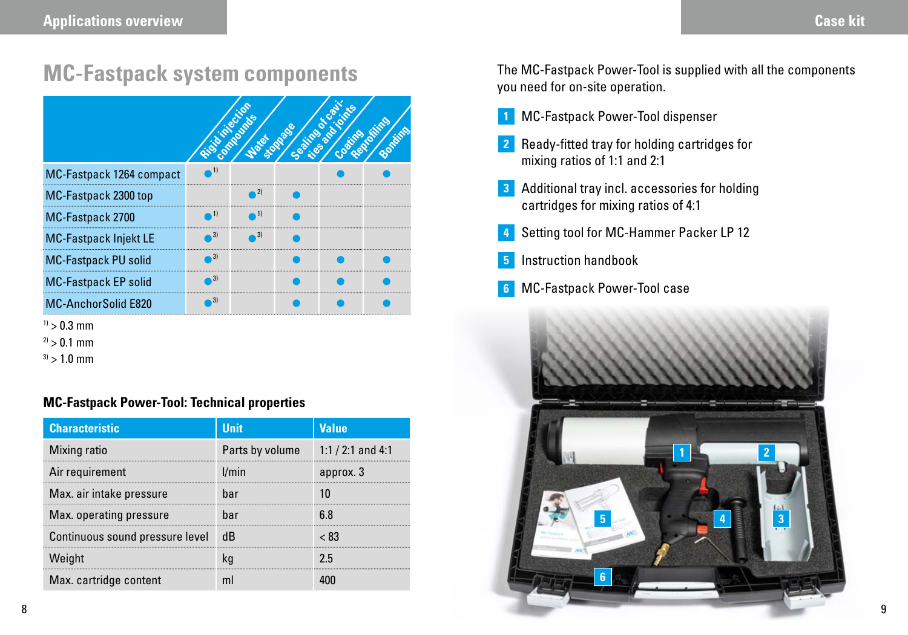# MC-Fastpack system components

| | Rigid injection compounds | Water stoppage | Sealing of cavities and joints | Coating Reprofiling | Bonding |
|---|---|---|---|---|---|
| MC-Fastpack 1264 compact | ● [1] | | | ● | ● |
| MC-Fastpack 2300 top | | ● [2] | ● | | |
| MC-Fastpack 2700 | ● [1] | ● [1] | ● | | |
| MC-Fastpack Injekt LE | ● [3] | ● [3] | ● | | |
| MC-Fastpack PU solid | ● [3] | | ● | ● | ● |
| MC-Fastpack EP solid | ● [3] | | ● | ● | ● |
| MC-AnchorSolid E820 | ● [3] | | ● | ● | ● |

[1] > 0.3 mm
[2] > 0.1 mm
[3] > 1.0 mm

### MC-Fastpack Power-Tool: Technical properties

| Characteristic | Unit | Value |
|---|---|---|
| Mixing ratio | Parts by volume | 1:1 / 2:1 and 4:1 |
| Air requirement | l/min | approx. 3 |
| Max. air intake pressure | bar | 10 |
| Max. operating pressure | bar | 6.8 |
| Continuous sound pressure level | dB | < 83 |
| Weight | kg | 2.5 |
| Max. cartridge content | ml | 400 |

The MC-Fastpack Power-Tool is supplied with all the components you need for on-site operation.

1. MC-Fastpack Power-Tool dispenser
2. Ready-fitted tray for holding cartridges for mixing ratios of 1:1 and 2:1
3. Additional tray incl. accessories for holding cartridges for mixing ratios of 4:1
4. Setting tool for MC-Hammer Packer LP 12
5. Instruction handbook
6. MC-Fastpack Power-Tool case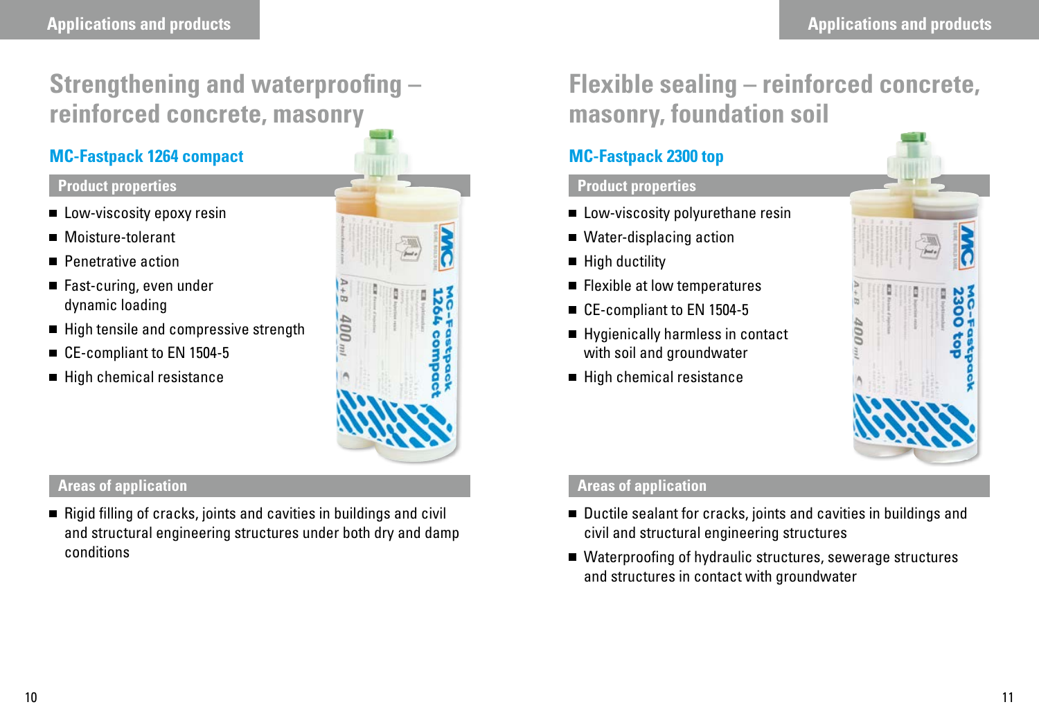## Strengthening and waterproofing – reinforced concrete, masonry

### MC-Fastpack 1264 compact

**Product properties**

- Low-viscosity epoxy resin
- Moisture-tolerant
- Penetrative action
- Fast-curing, even under dynamic loading
- High tensile and compressive strength
- CE-compliant to EN 1504-5
- High chemical resistance

**Areas of application**

- Rigid filling of cracks, joints and cavities in buildings and civil and structural engineering structures under both dry and damp conditions

## Flexible sealing – reinforced concrete, masonry, foundation soil

### MC-Fastpack 2300 top

**Product properties**

- Low-viscosity polyurethane resin
- Water-displacing action
- High ductility
- Flexible at low temperatures
- CE-compliant to EN 1504-5
- Hygienically harmless in contact with soil and groundwater
- High chemical resistance

**Areas of application**

- Ductile sealant for cracks, joints and cavities in buildings and civil and structural engineering structures
- Waterproofing of hydraulic structures, sewerage structures and structures in contact with groundwater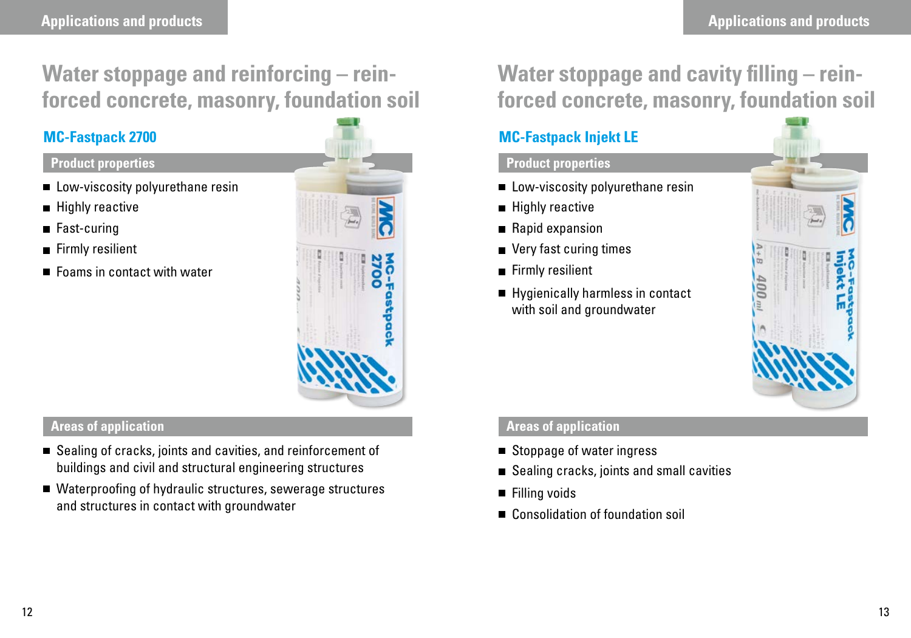# Water stoppage and reinforcing – reinforced concrete, masonry, foundation soil

## MC-Fastpack 2700

### Product properties

- Low-viscosity polyurethane resin
- Highly reactive
- Fast-curing
- Firmly resilient
- Foams in contact with water

### Areas of application

- Sealing of cracks, joints and cavities, and reinforcement of buildings and civil and structural engineering structures
- Waterproofing of hydraulic structures, sewerage structures and structures in contact with groundwater

# Water stoppage and cavity filling – reinforced concrete, masonry, foundation soil

## MC-Fastpack Injekt LE

### Product properties

- Low-viscosity polyurethane resin
- Highly reactive
- Rapid expansion
- Very fast curing times
- Firmly resilient
- Hygienically harmless in contact with soil and groundwater

### Areas of application

- Stoppage of water ingress
- Sealing cracks, joints and small cavities
- Filling voids
- Consolidation of foundation soil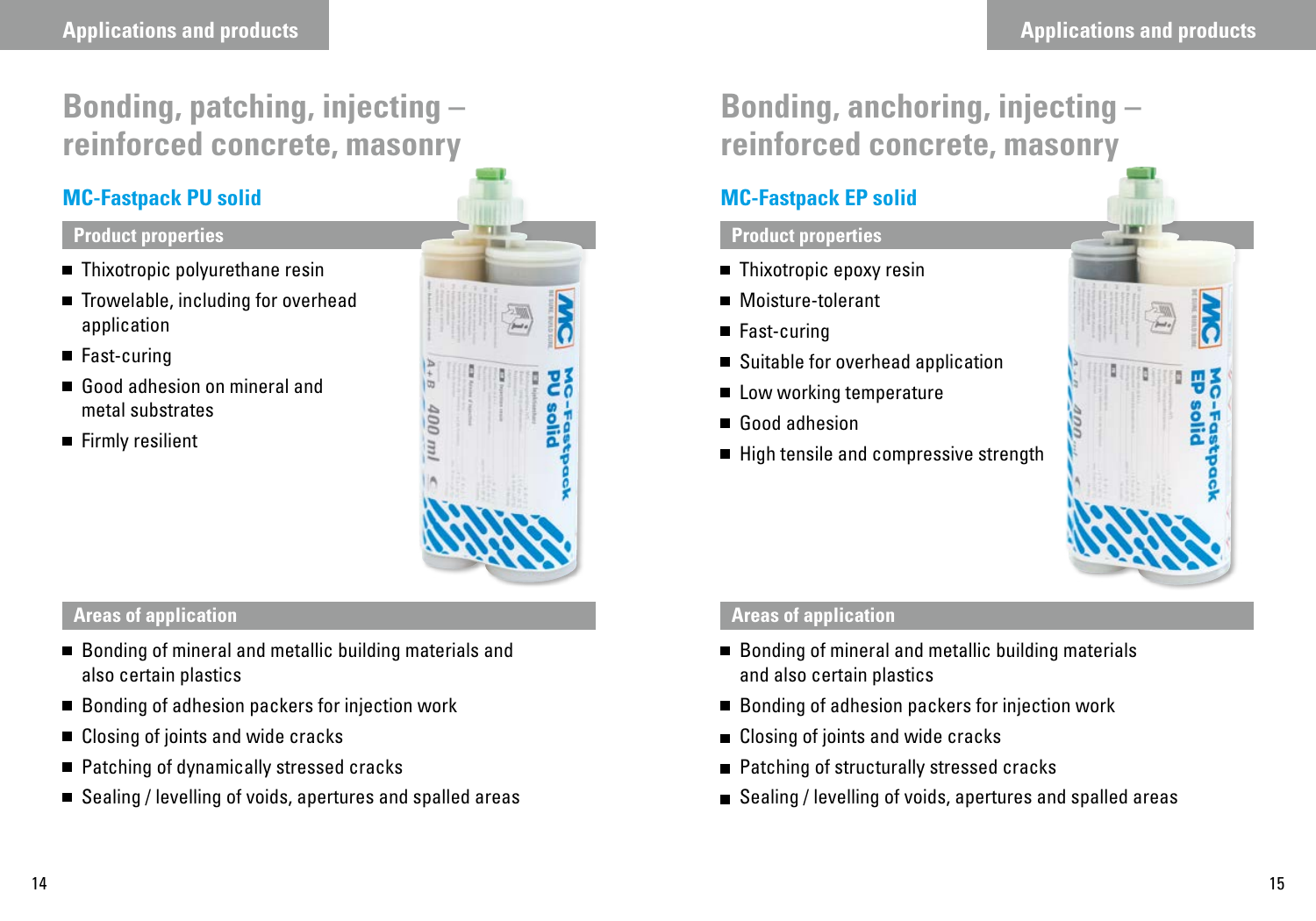# Bonding, patching, injecting – reinforced concrete, masonry

## MC-Fastpack PU solid

### Product properties

- Thixotropic polyurethane resin
- Trowelable, including for overhead application
- Fast-curing
- Good adhesion on mineral and metal substrates
- Firmly resilient

### Areas of application

- Bonding of mineral and metallic building materials and also certain plastics
- Bonding of adhesion packers for injection work
- Closing of joints and wide cracks
- Patching of dynamically stressed cracks
- Sealing / levelling of voids, apertures and spalled areas

# Bonding, anchoring, injecting – reinforced concrete, masonry

## MC-Fastpack EP solid

### Product properties

- Thixotropic epoxy resin
- Moisture-tolerant
- Fast-curing
- Suitable for overhead application
- Low working temperature
- Good adhesion
- High tensile and compressive strength

### Areas of application

- Bonding of mineral and metallic building materials and also certain plastics
- Bonding of adhesion packers for injection work
- Closing of joints and wide cracks
- Patching of structurally stressed cracks
- Sealing / levelling of voids, apertures and spalled areas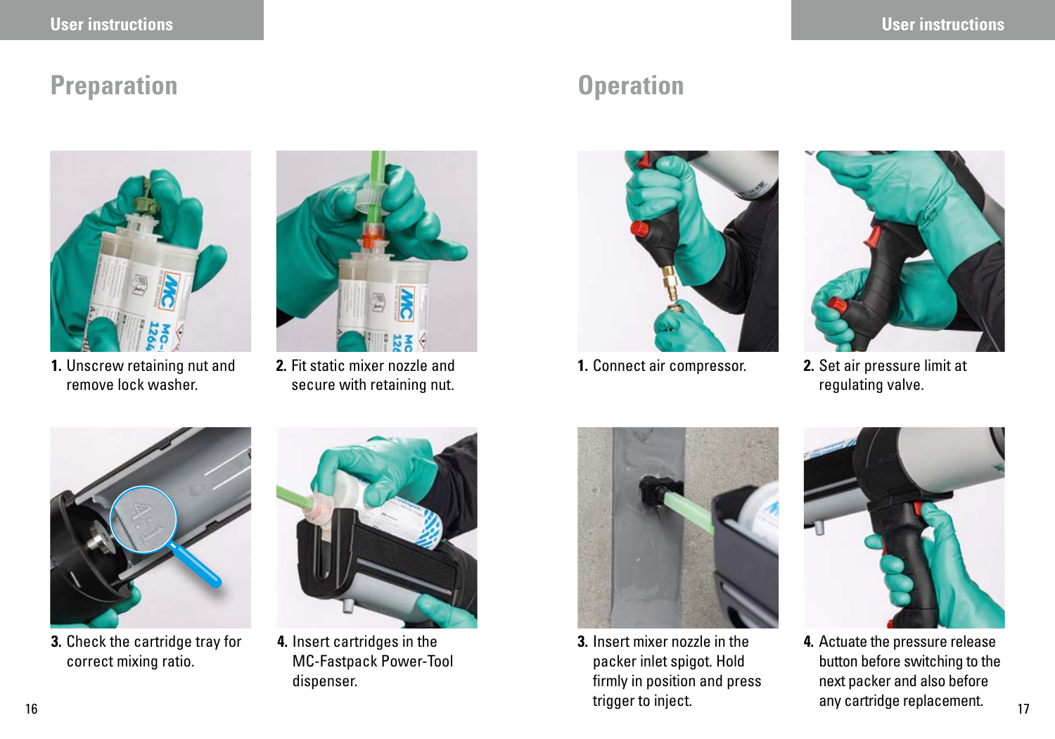## Preparation

1. Unscrew retaining nut and remove lock washer.
2. Fit static mixer nozzle and secure with retaining nut.
3. Check the cartridge tray for correct mixing ratio.
4. Insert cartridges in the MC-Fastpack Power-Tool dispenser.

## Operation

1. Connect air compressor.
2. Set air pressure limit at regulating valve.
3. Insert mixer nozzle in the packer inlet spigot. Hold firmly in position and press trigger to inject.
4. Actuate the pressure release button before switching to the next packer and also before any cartridge replacement.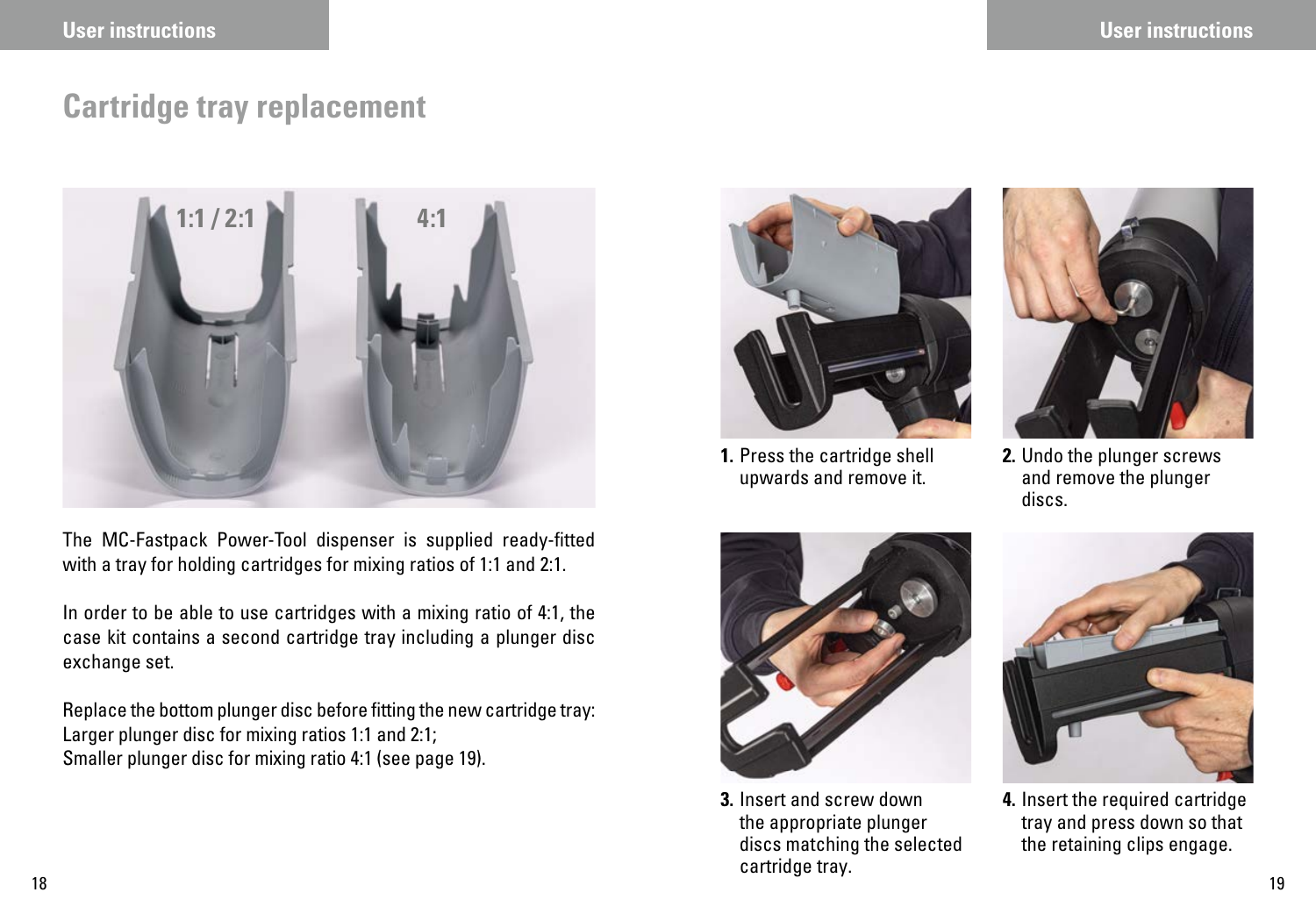# Cartridge tray replacement

1:1 / 2:1

4:1

The MC-Fastpack Power-Tool dispenser is supplied ready-fitted with a tray for holding cartridges for mixing ratios of 1:1 and 2:1.

In order to be able to use cartridges with a mixing ratio of 4:1, the case kit contains a second cartridge tray including a plunger disc exchange set.

Replace the bottom plunger disc before fitting the new cartridge tray:
Larger plunger disc for mixing ratios 1:1 and 2:1;
Smaller plunger disc for mixing ratio 4:1 (see page 19).

1. Press the cartridge shell upwards and remove it.
2. Undo the plunger screws and remove the plunger discs.
3. Insert and screw down the appropriate plunger discs matching the selected cartridge tray.
4. Insert the required cartridge tray and press down so that the retaining clips engage.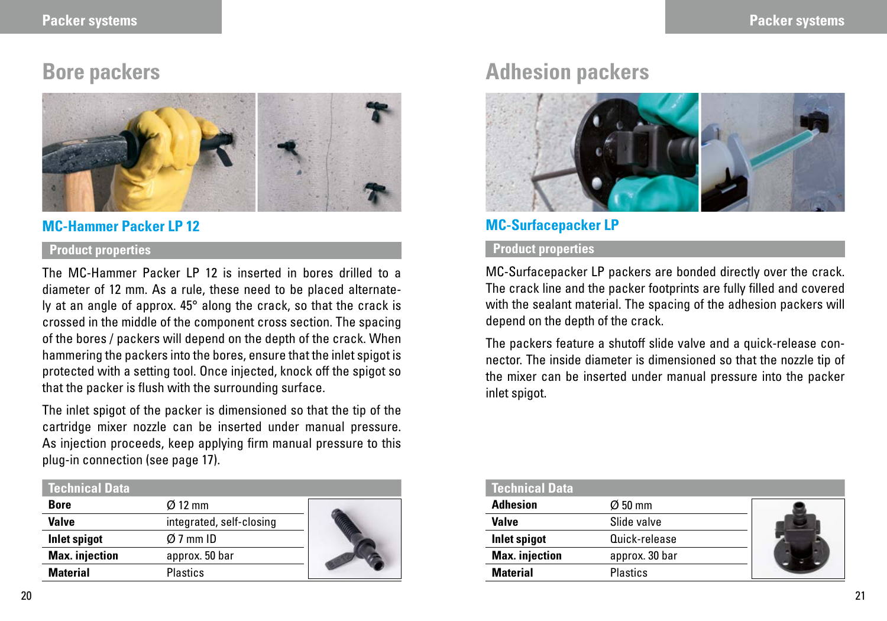# Bore packers

## MC-Hammer Packer LP 12

### Product properties

The MC-Hammer Packer LP 12 is inserted in bores drilled to a diameter of 12 mm. As a rule, these need to be placed alternately at an angle of approx. 45° along the crack, so that the crack is crossed in the middle of the component cross section. The spacing of the bores / packers will depend on the depth of the crack. When hammering the packers into the bores, ensure that the inlet spigot is protected with a setting tool. Once injected, knock off the spigot so that the packer is flush with the surrounding surface.

The inlet spigot of the packer is dimensioned so that the tip of the cartridge mixer nozzle can be inserted under manual pressure. As injection proceeds, keep applying firm manual pressure to this plug-in connection (see page 17).

| Technical Data | |
|---|---|
| **Bore** | Ø 12 mm |
| **Valve** | integrated, self-closing |
| **Inlet spigot** | Ø 7 mm ID |
| **Max. injection** | approx. 50 bar |
| **Material** | Plastics |

# Adhesion packers

## MC-Surfacepacker LP

### Product properties

MC-Surfacepacker LP packers are bonded directly over the crack. The crack line and the packer footprints are fully filled and covered with the sealant material. The spacing of the adhesion packers will depend on the depth of the crack.

The packers feature a shutoff slide valve and a quick-release connector. The inside diameter is dimensioned so that the nozzle tip of the mixer can be inserted under manual pressure into the packer inlet spigot.

| Technical Data | |
|---|---|
| **Adhesion** | Ø 50 mm |
| **Valve** | Slide valve |
| **Inlet spigot** | Quick-release |
| **Max. injection** | approx. 30 bar |
| **Material** | Plastics |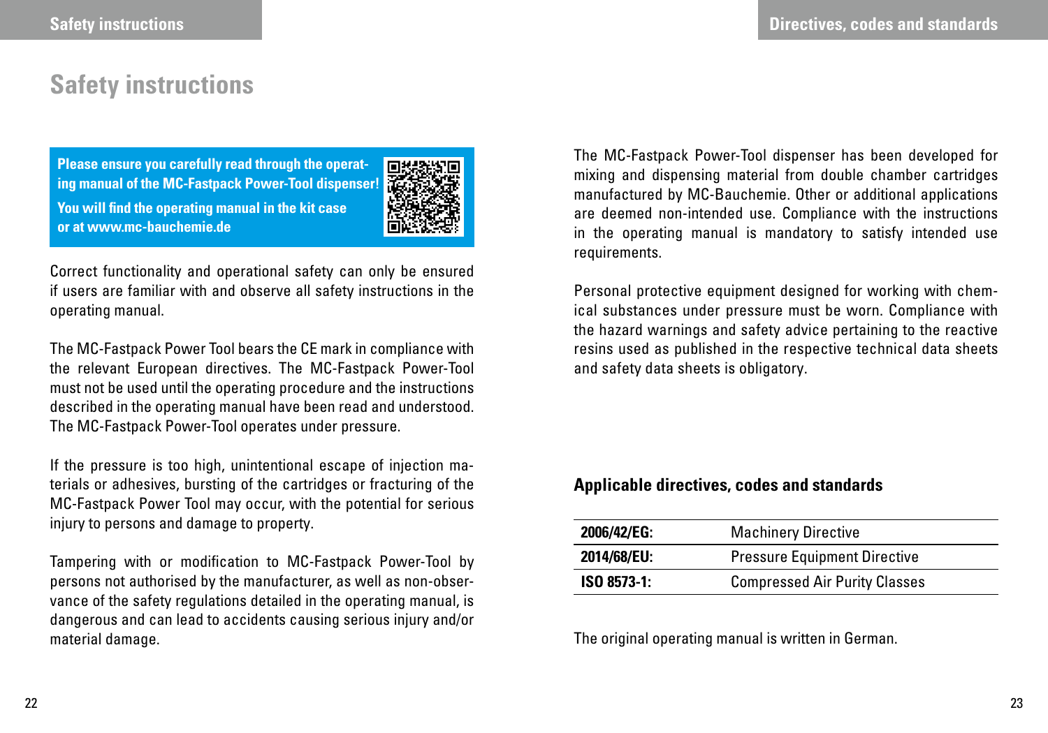# Safety instructions

**Please ensure you carefully read through the operating manual of the MC-Fastpack Power-Tool dispenser!**

**You will find the operating manual in the kit case or at www.mc-bauchemie.de**

Correct functionality and operational safety can only be ensured if users are familiar with and observe all safety instructions in the operating manual.

The MC-Fastpack Power Tool bears the CE mark in compliance with the relevant European directives. The MC-Fastpack Power-Tool must not be used until the operating procedure and the instructions described in the operating manual have been read and understood. The MC-Fastpack Power-Tool operates under pressure.

If the pressure is too high, unintentional escape of injection materials or adhesives, bursting of the cartridges or fracturing of the MC-Fastpack Power Tool may occur, with the potential for serious injury to persons and damage to property.

Tampering with or modification to MC-Fastpack Power-Tool by persons not authorised by the manufacturer, as well as non-observance of the safety regulations detailed in the operating manual, is dangerous and can lead to accidents causing serious injury and/or material damage.

The MC-Fastpack Power-Tool dispenser has been developed for mixing and dispensing material from double chamber cartridges manufactured by MC-Bauchemie. Other or additional applications are deemed non-intended use. Compliance with the instructions in the operating manual is mandatory to satisfy intended use requirements.

Personal protective equipment designed for working with chemical substances under pressure must be worn. Compliance with the hazard warnings and safety advice pertaining to the reactive resins used as published in the respective technical data sheets and safety data sheets is obligatory.

## Applicable directives, codes and standards

| | |
|---|---|
| **2006/42/EG:** | Machinery Directive |
| **2014/68/EU:** | Pressure Equipment Directive |
| **ISO 8573-1:** | Compressed Air Purity Classes |

The original operating manual is written in German.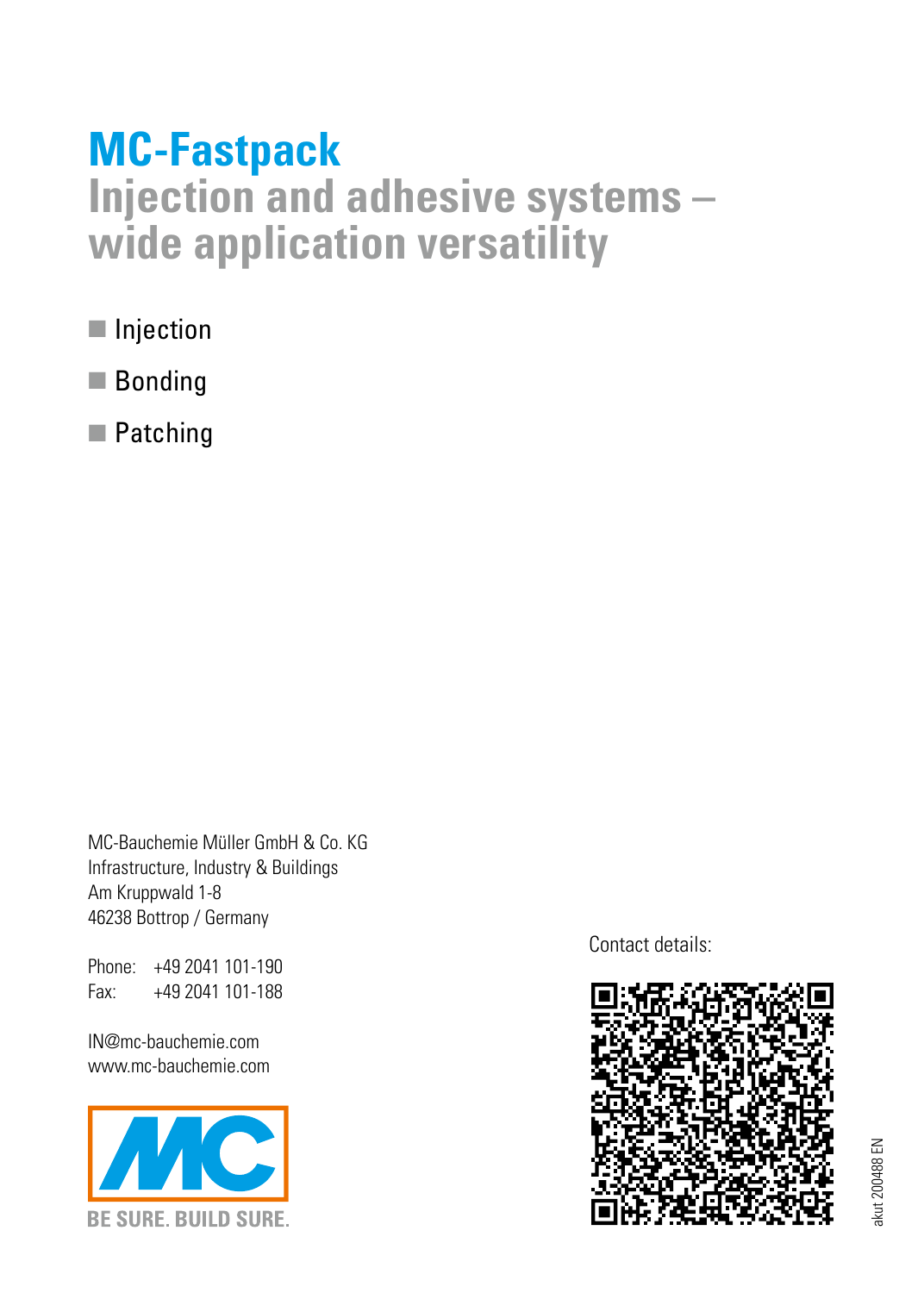# MC-Fastpack

## Injection and adhesive systems – wide application versatility

- Injection
- Bonding
- Patching

MC-Bauchemie Müller GmbH & Co. KG
Infrastructure, Industry & Buildings
Am Kruppwald 1-8
46238 Bottrop / Germany

Phone: +49 2041 101-190
Fax: +49 2041 101-188

IN@mc-bauchemie.com
www.mc-bauchemie.com

BE SURE. BUILD SURE.

Contact details:

akut 200488 EN